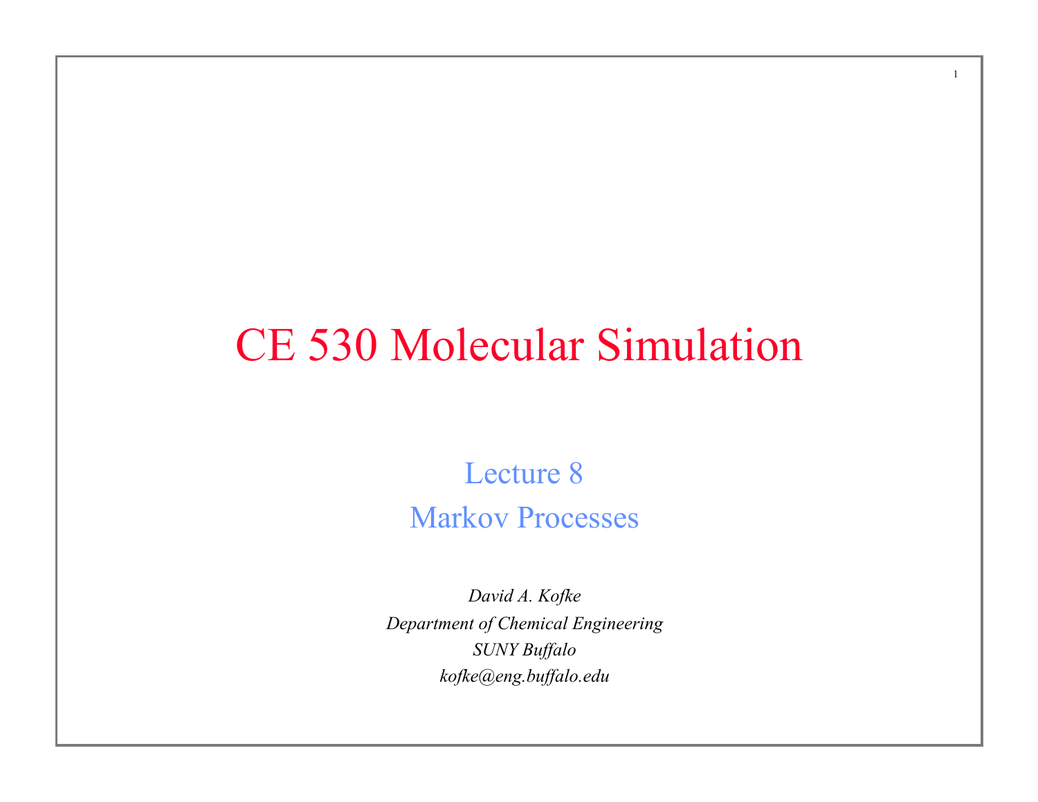# CE 530 Molecular Simulation

## Lecture 8

## Markov Processes

*David A. Kofke*

*Department of Chemical Engineering*

*SUNY Buffalo*

*kofke@eng.buffalo.edu*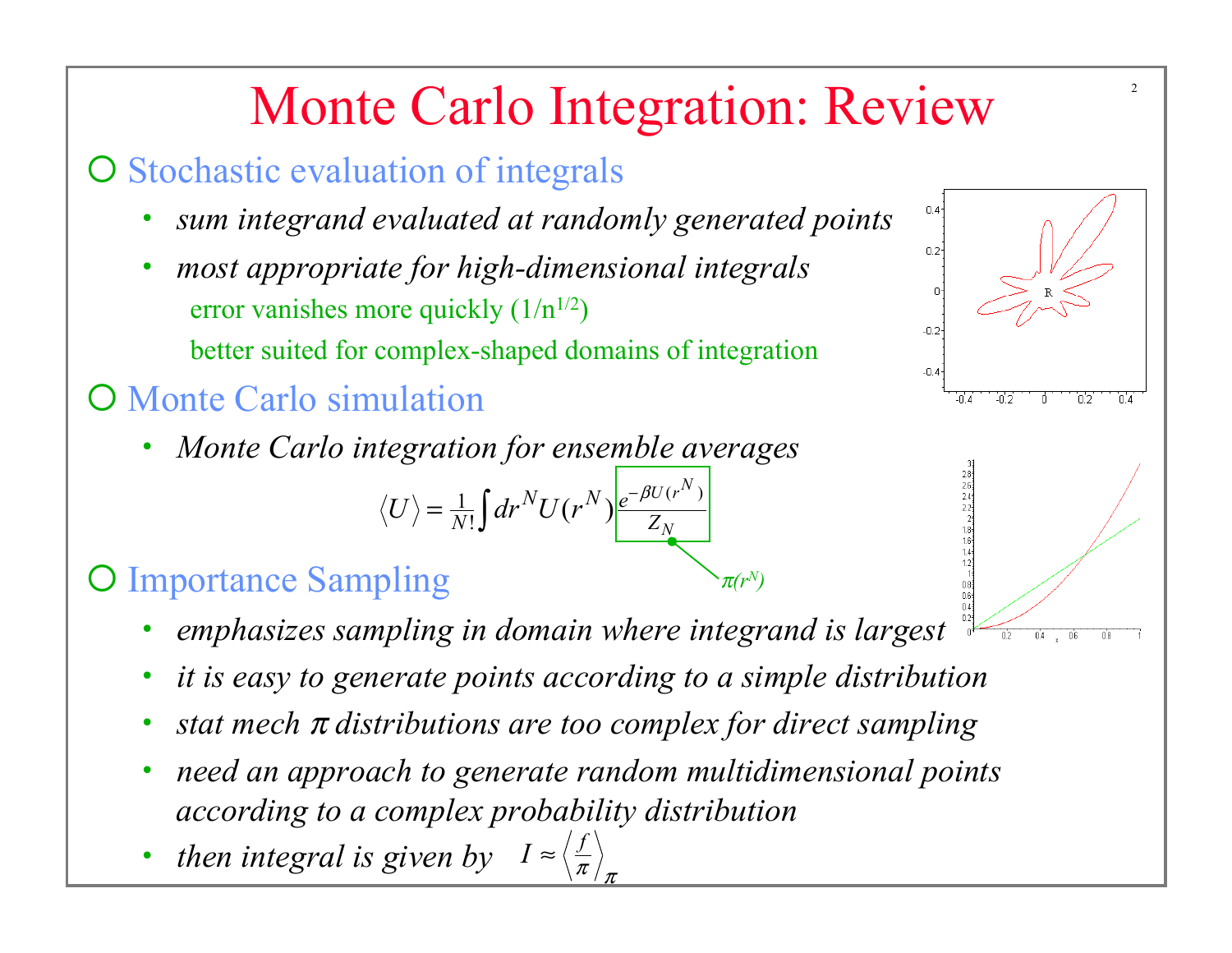# Monte Carlo Integration: Review

- Stochastic evaluation of integrals
  - *sum integrand evaluated at randomly generated points*
  - *most appropriate for high-dimensional integrals*
    - error vanishes more quickly ($1/n^{1/2}$)
    - better suited for complex-shaped domains of integration
- Monte Carlo simulation
  - *Monte Carlo integration for ensemble averages*

$$\langle U \rangle = \frac{1}{N!}\int dr^N U(r^N) \frac{e^{-\beta U(r^N)}}{Z_N}$$

where $\pi(r^N) = \frac{e^{-\beta U(r^N)}}{Z_N}$

- Importance Sampling
  - *emphasizes sampling in domain where integrand is largest*
  - *it is easy to generate points according to a simple distribution*
  - *stat mech $\pi$ distributions are too complex for direct sampling*
  - *need an approach to generate random multidimensional points according to a complex probability distribution*
  - *then integral is given by* $I \approx \left\langle \frac{f}{\pi} \right\rangle_\pi$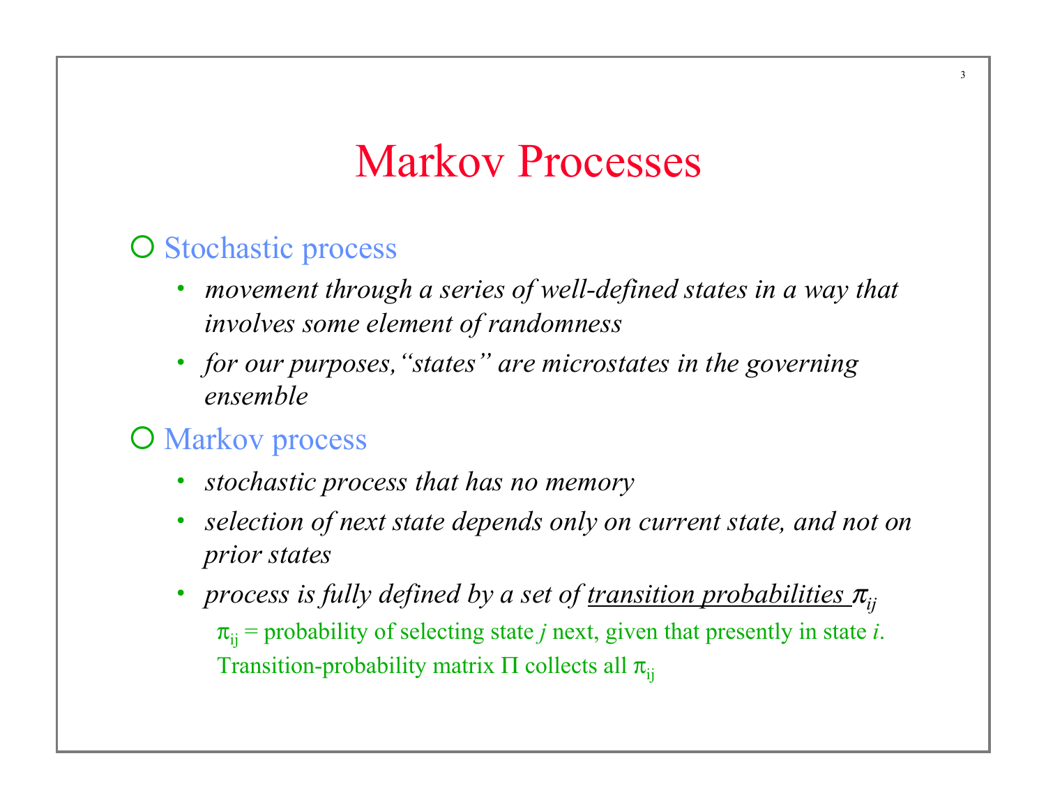# Markov Processes

- Stochastic process
  - *movement through a series of well-defined states in a way that involves some element of randomness*
  - *for our purposes, "states" are microstates in the governing ensemble*
- Markov process
  - *stochastic process that has no memory*
  - *selection of next state depends only on current state, and not on prior states*
  - *process is fully defined by a set of* <u>*transition probabilities*</u> $\pi_{ij}$

    $\pi_{ij}$ = probability of selecting state *j* next, given that presently in state *i*.

    Transition-probability matrix $\Pi$ collects all $\pi_{ij}$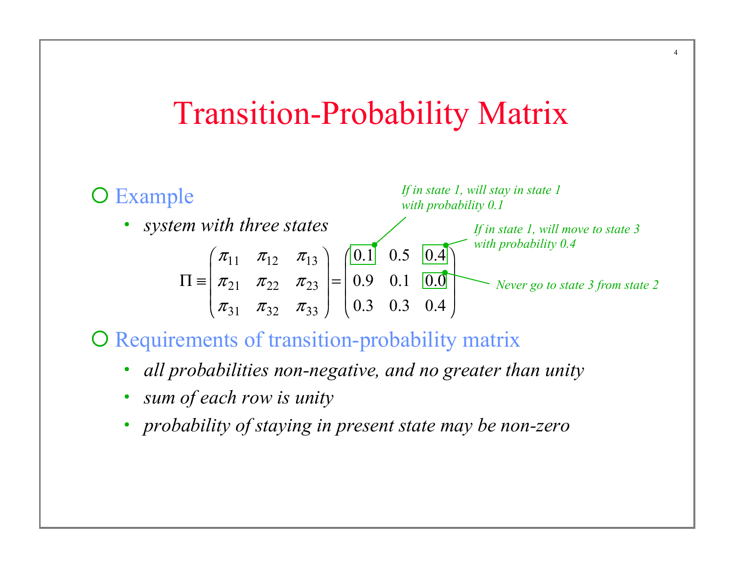# Transition-Probability Matrix

- Example
  - *system with three states*

$$\Pi \equiv \begin{pmatrix} \pi_{11} & \pi_{12} & \pi_{13} \\ \pi_{21} & \pi_{22} & \pi_{23} \\ \pi_{31} & \pi_{32} & \pi_{33} \end{pmatrix} = \begin{pmatrix} 0.1 & 0.5 & 0.4 \\ 0.9 & 0.1 & 0.0 \\ 0.3 & 0.3 & 0.4 \end{pmatrix}$$

*If in state 1, will stay in state 1 with probability 0.1*

*If in state 1, will move to state 3 with probability 0.4*

*Never go to state 3 from state 2*

- Requirements of transition-probability matrix
  - *all probabilities non-negative, and no greater than unity*
  - *sum of each row is unity*
  - *probability of staying in present state may be non-zero*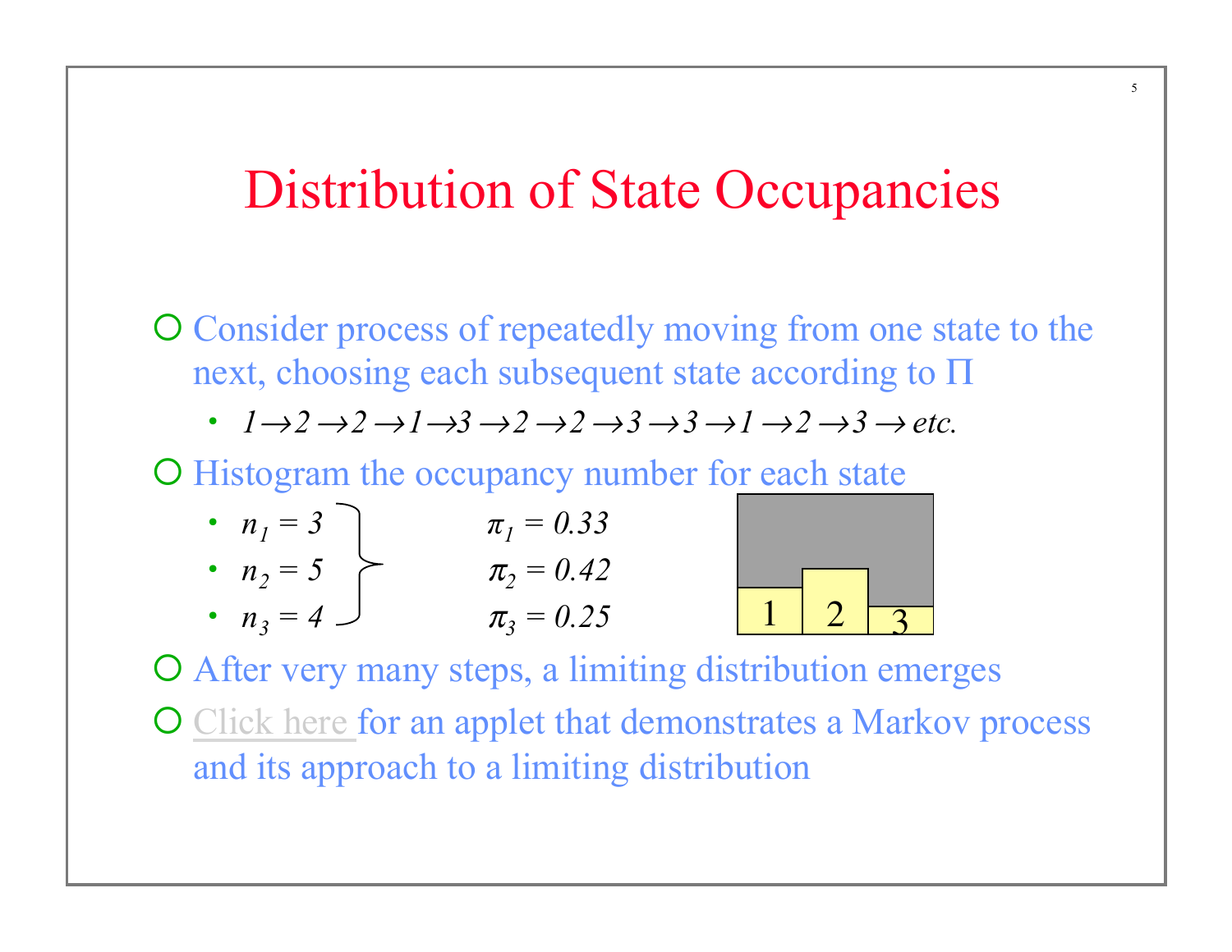# Distribution of State Occupancies

- Consider process of repeatedly moving from one state to the next, choosing each subsequent state according to $\Pi$
  - $1 \rightarrow 2 \rightarrow 2 \rightarrow 1 \rightarrow 3 \rightarrow 2 \rightarrow 2 \rightarrow 3 \rightarrow 3 \rightarrow 1 \rightarrow 2 \rightarrow 3 \rightarrow$ *etc.*
- Histogram the occupancy number for each state
  - $n_1 = 3$ — $\pi_1 = 0.33$
  - $n_2 = 5$ — $\pi_2 = 0.42$
  - $n_3 = 4$ — $\pi_3 = 0.25$
- After very many steps, a limiting distribution emerges
- Click here for an applet that demonstrates a Markov process and its approach to a limiting distribution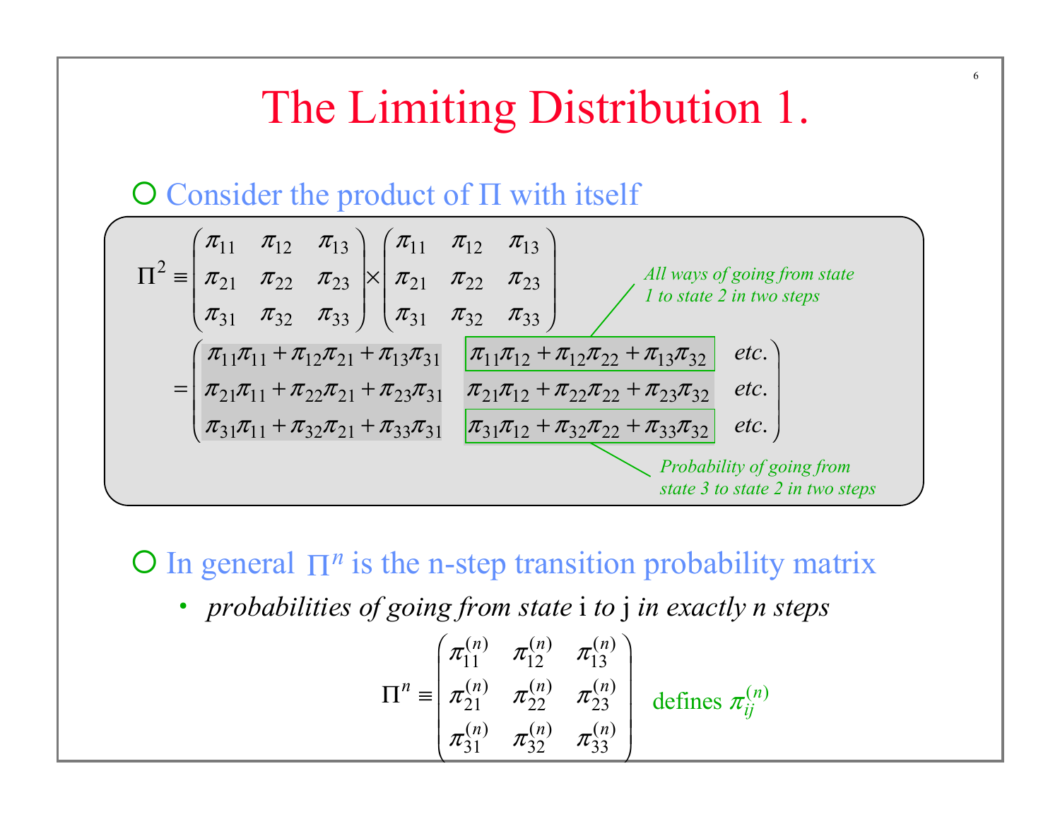# The Limiting Distribution 1.

- Consider the product of $\Pi$ with itself

$$\Pi^2 \equiv \begin{pmatrix} \pi_{11} & \pi_{12} & \pi_{13} \\ \pi_{21} & \pi_{22} & \pi_{23} \\ \pi_{31} & \pi_{32} & \pi_{33} \end{pmatrix} \times \begin{pmatrix} \pi_{11} & \pi_{12} & \pi_{13} \\ \pi_{21} & \pi_{22} & \pi_{23} \\ \pi_{31} & \pi_{32} & \pi_{33} \end{pmatrix}$$

$$= \begin{pmatrix} \pi_{11}\pi_{11} + \pi_{12}\pi_{21} + \pi_{13}\pi_{31} & \pi_{11}\pi_{12} + \pi_{12}\pi_{22} + \pi_{13}\pi_{32} & etc. \\ \pi_{21}\pi_{11} + \pi_{22}\pi_{21} + \pi_{23}\pi_{31} & \pi_{21}\pi_{12} + \pi_{22}\pi_{22} + \pi_{23}\pi_{32} & etc. \\ \pi_{31}\pi_{11} + \pi_{32}\pi_{21} + \pi_{33}\pi_{31} & \pi_{31}\pi_{12} + \pi_{32}\pi_{22} + \pi_{33}\pi_{32} & etc. \end{pmatrix}$$

*All ways of going from state 1 to state 2 in two steps*

*Probability of going from state 3 to state 2 in two steps*

- In general $\Pi^n$ is the n-step transition probability matrix
  - *probabilities of going from state* i *to* j *in exactly n steps*

$$\Pi^n \equiv \begin{pmatrix} \pi_{11}^{(n)} & \pi_{12}^{(n)} & \pi_{13}^{(n)} \\ \pi_{21}^{(n)} & \pi_{22}^{(n)} & \pi_{23}^{(n)} \\ \pi_{31}^{(n)} & \pi_{32}^{(n)} & \pi_{33}^{(n)} \end{pmatrix} \quad \text{defines } \pi_{ij}^{(n)}$$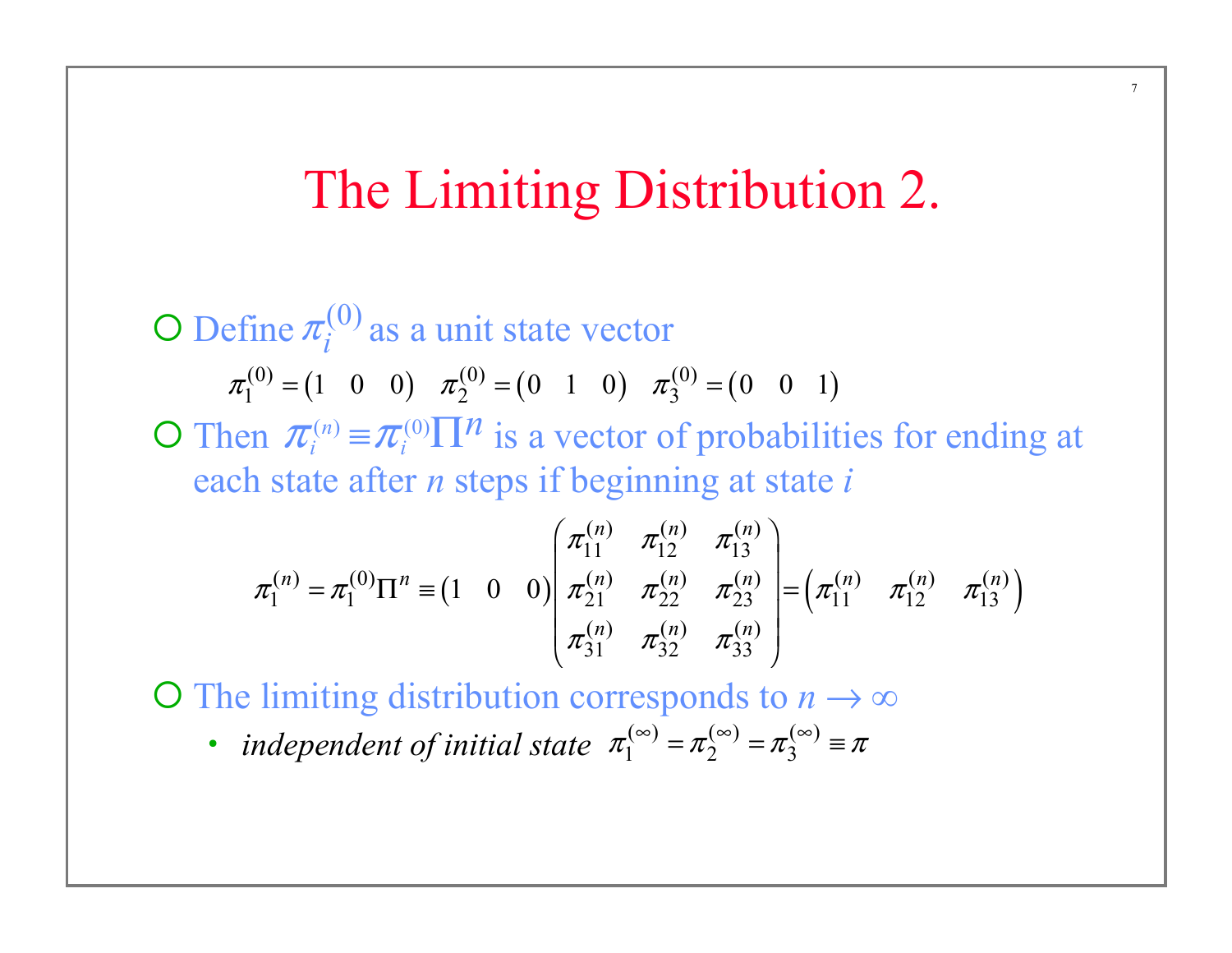# The Limiting Distribution 2.

- Define $\pi_i^{(0)}$ as a unit state vector

  $$\pi_1^{(0)} = \begin{pmatrix} 1 & 0 & 0 \end{pmatrix} \quad \pi_2^{(0)} = \begin{pmatrix} 0 & 1 & 0 \end{pmatrix} \quad \pi_3^{(0)} = \begin{pmatrix} 0 & 0 & 1 \end{pmatrix}$$

- Then $\pi_i^{(n)} \equiv \pi_i^{(0)} \Pi^n$ is a vector of probabilities for ending at each state after $n$ steps if beginning at state $i$

$$\pi_1^{(n)} = \pi_1^{(0)} \Pi^n \equiv \begin{pmatrix} 1 & 0 & 0 \end{pmatrix} \begin{pmatrix} \pi_{11}^{(n)} & \pi_{12}^{(n)} & \pi_{13}^{(n)} \\ \pi_{21}^{(n)} & \pi_{22}^{(n)} & \pi_{23}^{(n)} \\ \pi_{31}^{(n)} & \pi_{32}^{(n)} & \pi_{33}^{(n)} \end{pmatrix} = \begin{pmatrix} \pi_{11}^{(n)} & \pi_{12}^{(n)} & \pi_{13}^{(n)} \end{pmatrix}$$

- The limiting distribution corresponds to $n \to \infty$
  - *independent of initial state* $\pi_1^{(\infty)} = \pi_2^{(\infty)} = \pi_3^{(\infty)} \equiv \pi$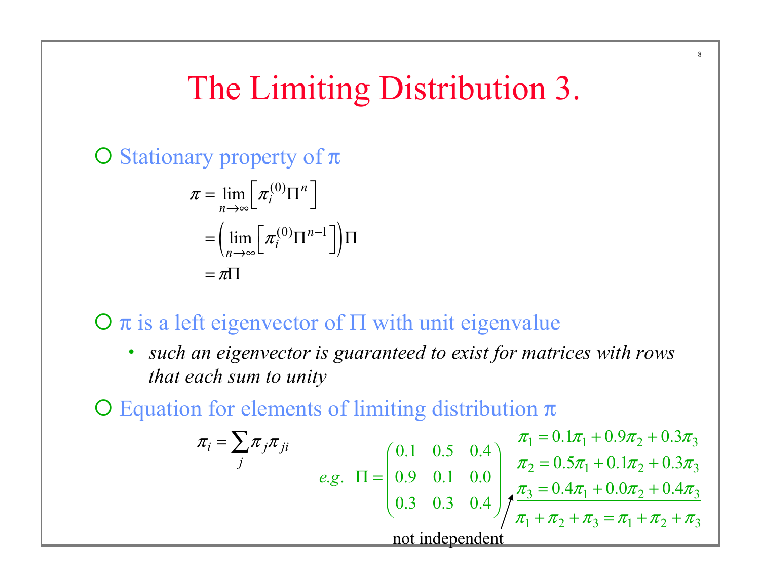# The Limiting Distribution 3.

- Stationary property of $\pi$

$$
\begin{aligned}
\pi &= \lim_{n\to\infty}\left[\pi_i^{(0)}\Pi^n\right] \\
&= \left(\lim_{n\to\infty}\left[\pi_i^{(0)}\Pi^{n-1}\right]\right)\Pi \\
&= \pi\Pi
\end{aligned}
$$

- $\pi$ is a left eigenvector of $\Pi$ with unit eigenvalue
  - *such an eigenvector is guaranteed to exist for matrices with rows that each sum to unity*
- Equation for elements of limiting distribution $\pi$

$$
\pi_i = \sum_j \pi_j \pi_{ji}
$$

*e.g.*

$$
\Pi = \begin{pmatrix} 0.1 & 0.5 & 0.4 \\ 0.9 & 0.1 & 0.0 \\ 0.3 & 0.3 & 0.4 \end{pmatrix}
$$

$$
\begin{aligned}
\pi_1 &= 0.1\pi_1 + 0.9\pi_2 + 0.3\pi_3 \\
\pi_2 &= 0.5\pi_1 + 0.1\pi_2 + 0.3\pi_3 \\
\pi_3 &= 0.4\pi_1 + 0.0\pi_2 + 0.4\pi_3 \\
\hline
\pi_1 + \pi_2 + \pi_3 &= \pi_1 + \pi_2 + \pi_3
\end{aligned}
$$

not independent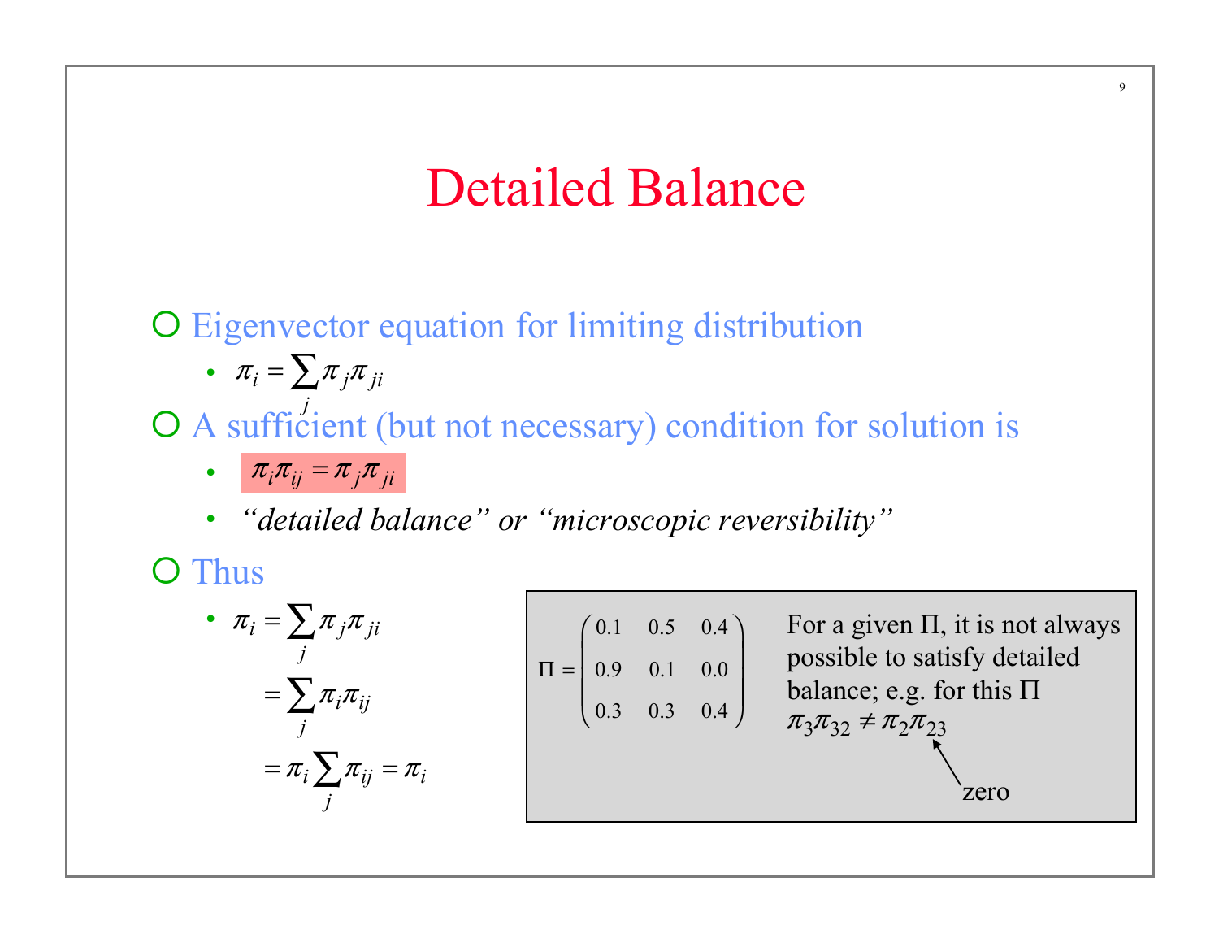# Detailed Balance

- Eigenvector equation for limiting distribution
  - $\pi_i = \sum_j \pi_j \pi_{ji}$
- A sufficient (but not necessary) condition for solution is
  - $\pi_i \pi_{ij} = \pi_j \pi_{ji}$
  - *"detailed balance" or "microscopic reversibility"*
- Thus
  - $$\begin{aligned} \pi_i &= \sum_j \pi_j \pi_{ji} \\ &= \sum_j \pi_i \pi_{ij} \\ &= \pi_i \sum_j \pi_{ij} = \pi_i \end{aligned}$$

$$\Pi = \begin{pmatrix} 0.1 & 0.5 & 0.4 \\ 0.9 & 0.1 & 0.0 \\ 0.3 & 0.3 & 0.4 \end{pmatrix}$$

For a given $\Pi$, it is not always possible to satisfy detailed balance; e.g. for this $\Pi$

$\pi_3 \pi_{32} \neq \pi_2 \pi_{23}$ ($\pi_{23}$ is zero)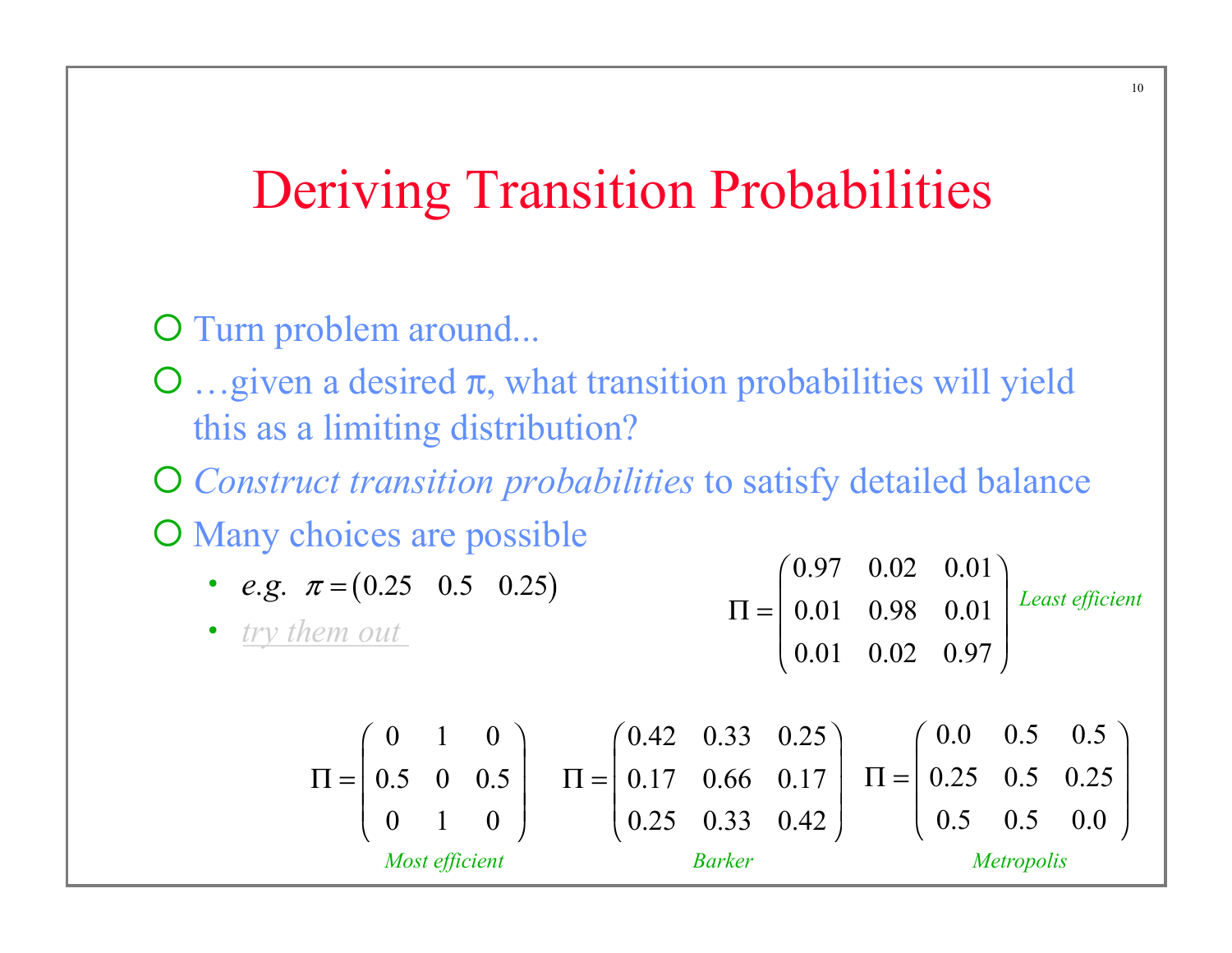# Deriving Transition Probabilities

- Turn problem around...
- …given a desired $\pi$, what transition probabilities will yield this as a limiting distribution?
- *Construct transition probabilities* to satisfy detailed balance
- Many choices are possible
  - *e.g.* $\pi = \begin{pmatrix} 0.25 & 0.5 & 0.25 \end{pmatrix}$
  - *try them out*

$$\Pi = \begin{pmatrix} 0.97 & 0.02 & 0.01 \\ 0.01 & 0.98 & 0.01 \\ 0.01 & 0.02 & 0.97 \end{pmatrix}$$

*Least efficient*

$$\Pi = \begin{pmatrix} 0 & 1 & 0 \\ 0.5 & 0 & 0.5 \\ 0 & 1 & 0 \end{pmatrix}$$

*Most efficient*

$$\Pi = \begin{pmatrix} 0.42 & 0.33 & 0.25 \\ 0.17 & 0.66 & 0.17 \\ 0.25 & 0.33 & 0.42 \end{pmatrix}$$

*Barker*

$$\Pi = \begin{pmatrix} 0.0 & 0.5 & 0.5 \\ 0.25 & 0.5 & 0.25 \\ 0.5 & 0.5 & 0.0 \end{pmatrix}$$

*Metropolis*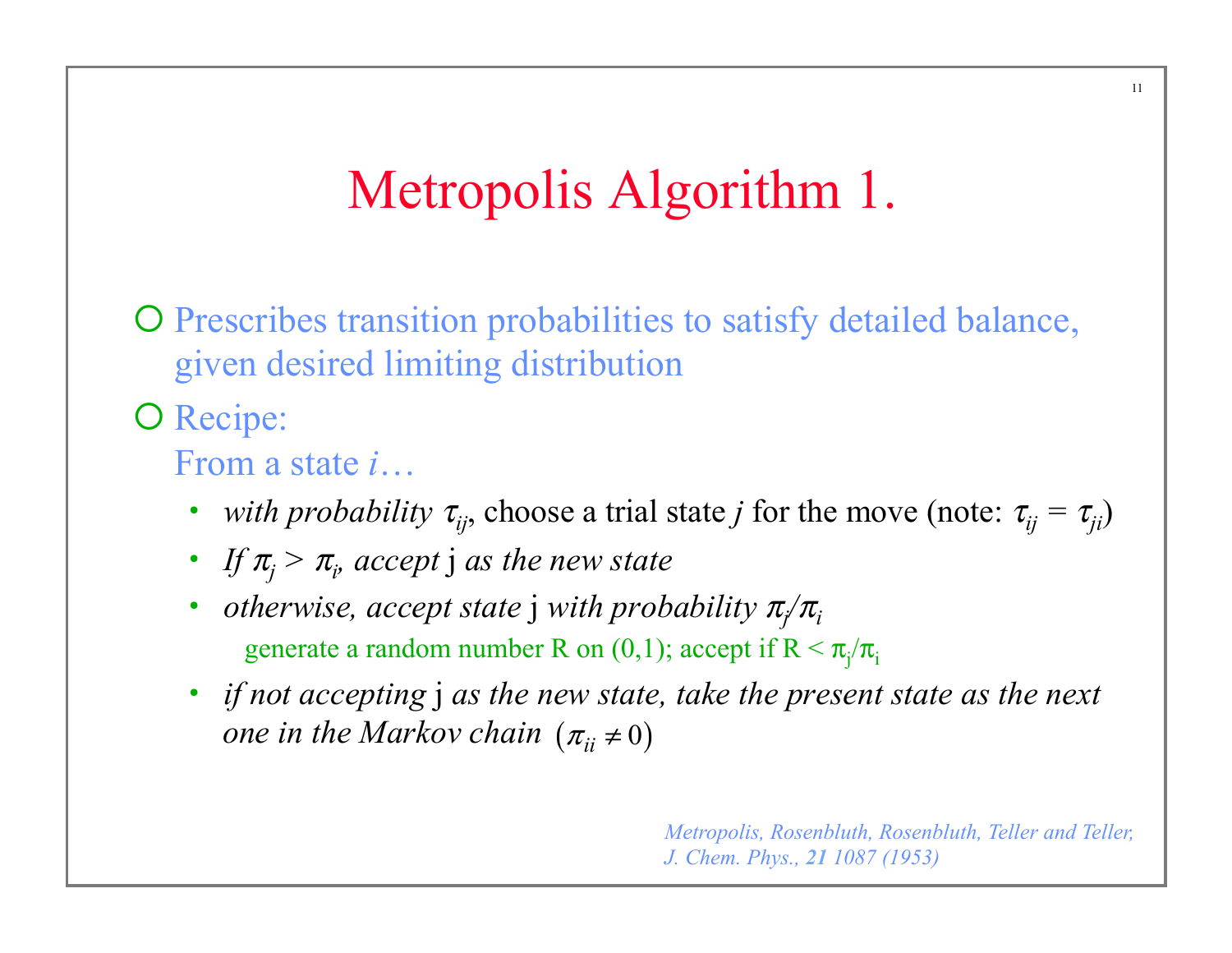# Metropolis Algorithm 1.

- Prescribes transition probabilities to satisfy detailed balance, given desired limiting distribution
- Recipe:
  From a state *i*…
  - *with probability* $\tau_{ij}$, choose a trial state *j* for the move (note: $\tau_{ij} = \tau_{ji}$)
  - *If* $\pi_j > \pi_i$, *accept* j *as the new state*
  - *otherwise, accept state* j *with probability* $\pi_j/\pi_i$
    generate a random number R on (0,1); accept if R < $\pi_j/\pi_i$
  - *if not accepting* j *as the new state, take the present state as the next one in the Markov chain* $(\pi_{ii} \neq 0)$

*Metropolis, Rosenbluth, Rosenbluth, Teller and Teller, J. Chem. Phys.,* ***21*** *1087 (1953)*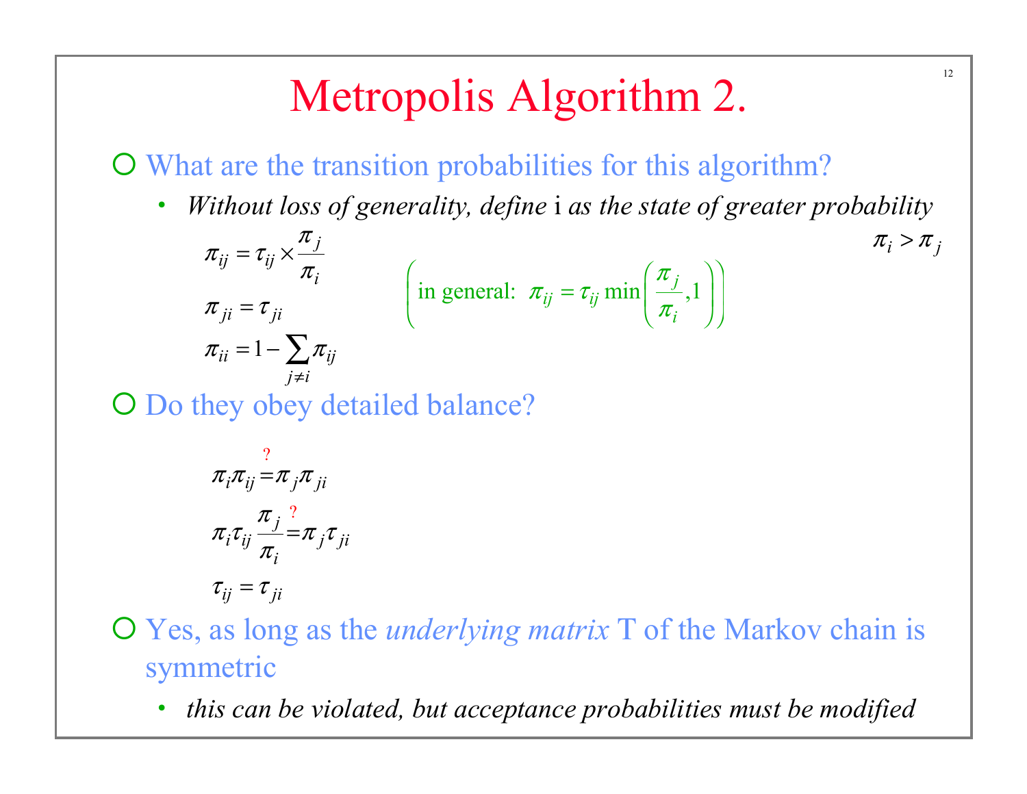# Metropolis Algorithm 2.

- What are the transition probabilities for this algorithm?
  - *Without loss of generality, define* i *as the state of greater probability* $\pi_i > \pi_j$

$$\pi_{ij} = \tau_{ij} \times \frac{\pi_j}{\pi_i}$$

$$\pi_{ji} = \tau_{ji}$$

$$\pi_{ii} = 1 - \sum_{j \neq i} \pi_{ij}$$

$$\left( \text{in general: } \pi_{ij} = \tau_{ij} \min\left(\frac{\pi_j}{\pi_i}, 1\right) \right)$$

- Do they obey detailed balance?

$$\pi_i \pi_{ij} \overset{?}{=} \pi_j \pi_{ji}$$

$$\pi_i \tau_{ij} \frac{\pi_j}{\pi_i} \overset{?}{=} \pi_j \tau_{ji}$$

$$\tau_{ij} = \tau_{ji}$$

- Yes, as long as the *underlying matrix* T of the Markov chain is symmetric
  - *this can be violated, but acceptance probabilities must be modified*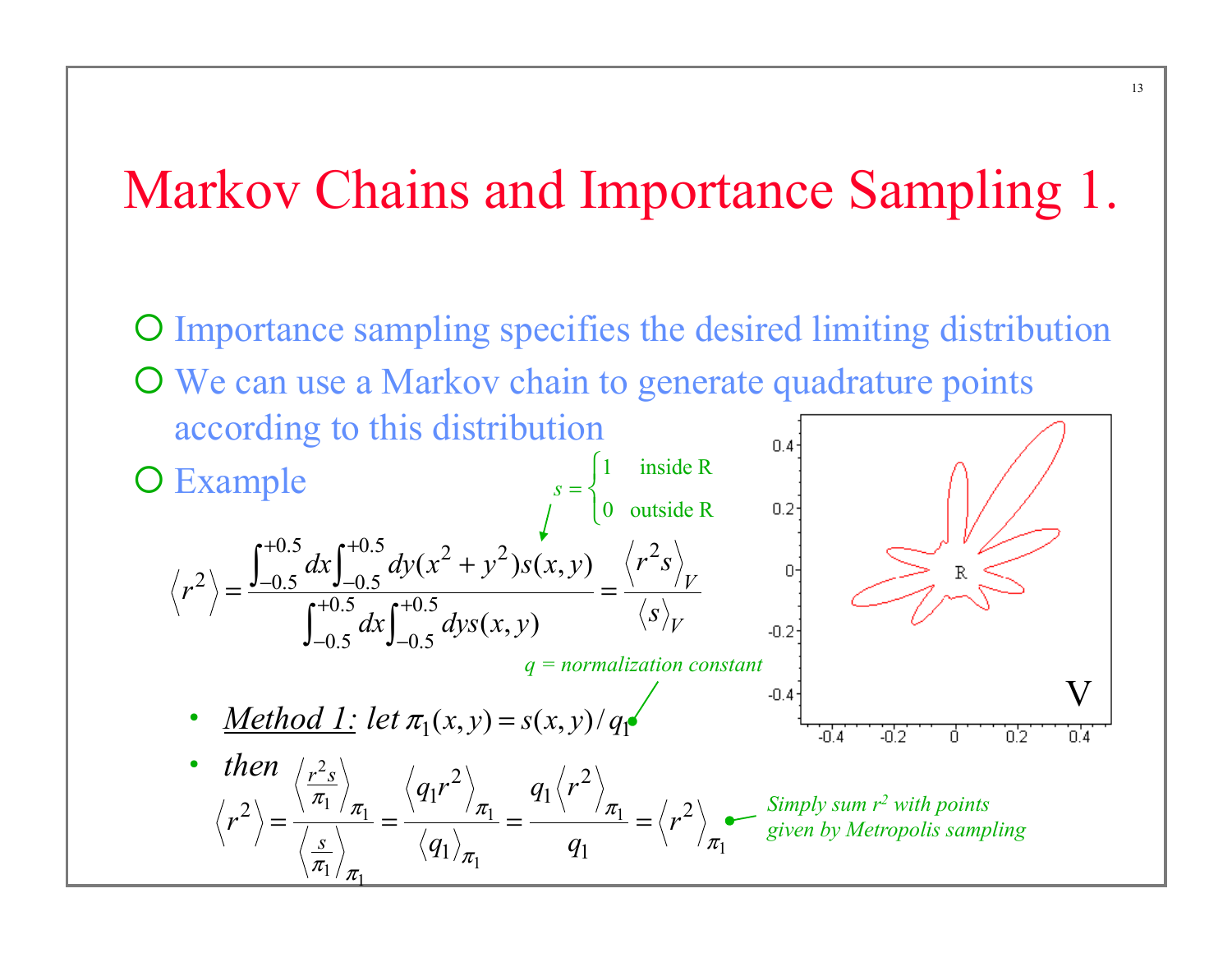# Markov Chains and Importance Sampling 1.

- Importance sampling specifies the desired limiting distribution
- We can use a Markov chain to generate quadrature points according to this distribution
- Example

$$s = \begin{cases} 1 & \text{inside R} \\ 0 & \text{outside R} \end{cases}$$

$$\langle r^2 \rangle = \frac{\int_{-0.5}^{+0.5} dx \int_{-0.5}^{+0.5} dy (x^2 + y^2) s(x,y)}{\int_{-0.5}^{+0.5} dx \int_{-0.5}^{+0.5} dy s(x,y)} = \frac{\langle r^2 s \rangle_V}{\langle s \rangle_V}$$

*q = normalization constant*

- *Method 1:* let $\pi_1(x,y) = s(x,y)/q_1$
- *then*

$$\langle r^2 \rangle = \frac{\left\langle \frac{r^2 s}{\pi_1} \right\rangle_{\pi_1}}{\left\langle \frac{s}{\pi_1} \right\rangle_{\pi_1}} = \frac{\langle q_1 r^2 \rangle_{\pi_1}}{\langle q_1 \rangle_{\pi_1}} = \frac{q_1 \langle r^2 \rangle_{\pi_1}}{q_1} = \langle r^2 \rangle_{\pi_1}$$

*Simply sum $r^2$ with points given by Metropolis sampling*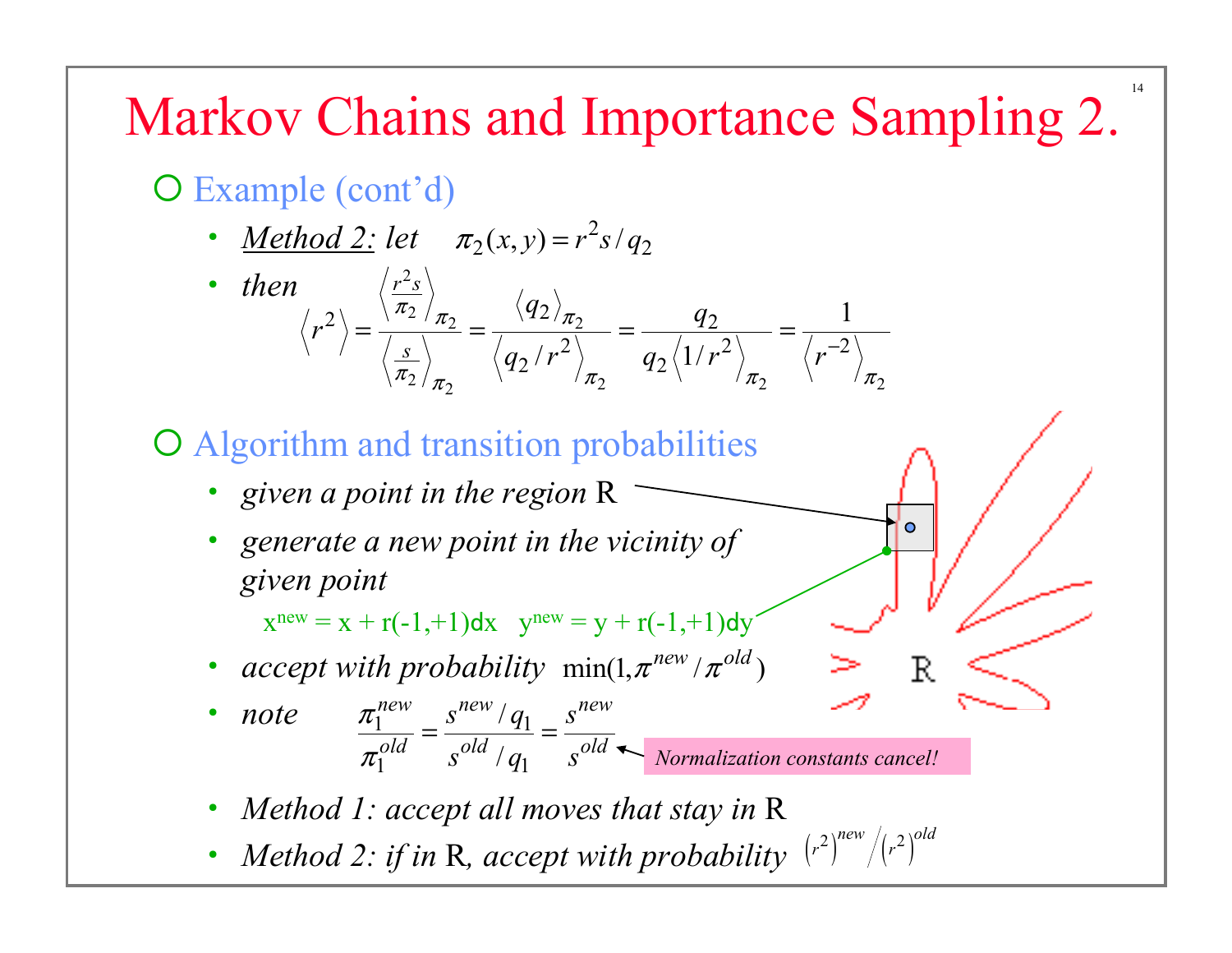# Markov Chains and Importance Sampling 2.

- Example (cont'd)
  - *Method 2: let* $\pi_2(x,y) = r^2 s / q_2$
  - *then*

$$\left\langle r^2 \right\rangle = \frac{\left\langle \frac{r^2 s}{\pi_2} \right\rangle_{\pi_2}}{\left\langle \frac{s}{\pi_2} \right\rangle_{\pi_2}} = \frac{\left\langle q_2 \right\rangle_{\pi_2}}{\left\langle q_2 / r^2 \right\rangle_{\pi_2}} = \frac{q_2}{q_2 \left\langle 1/r^2 \right\rangle_{\pi_2}} = \frac{1}{\left\langle r^{-2} \right\rangle_{\pi_2}}$$

- Algorithm and transition probabilities
  - *given a point in the region* R
  - *generate a new point in the vicinity of given point*

    $x^{new} = x + r(-1,+1)dx \quad y^{new} = y + r(-1,+1)dy$
  - *accept with probability* $\min(1, \pi^{new} / \pi^{old})$
  - *note* $\dfrac{\pi_1^{new}}{\pi_1^{old}} = \dfrac{s^{new}/q_1}{s^{old}/q_1} = \dfrac{s^{new}}{s^{old}}$ ← *Normalization constants cancel!*
  - *Method 1: accept all moves that stay in* R
  - *Method 2: if in* R*, accept with probability* $\left(r^2\right)^{new} / \left(r^2\right)^{old}$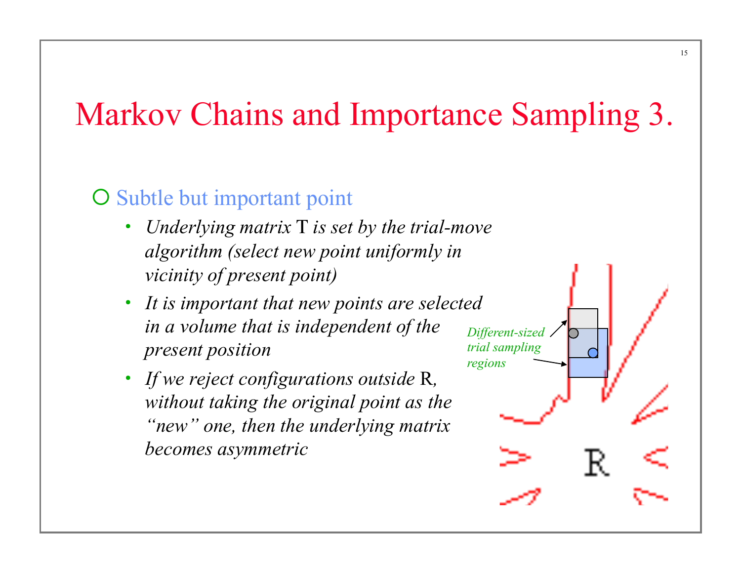# Markov Chains and Importance Sampling 3.

- Subtle but important point
  - *Underlying matrix* T *is set by the trial-move algorithm (select new point uniformly in vicinity of present point)*
  - *It is important that new points are selected in a volume that is independent of the present position*
  - *If we reject configurations outside* R*, without taking the original point as the "new" one, then the underlying matrix becomes asymmetric*

*Different-sized trial sampling regions*

R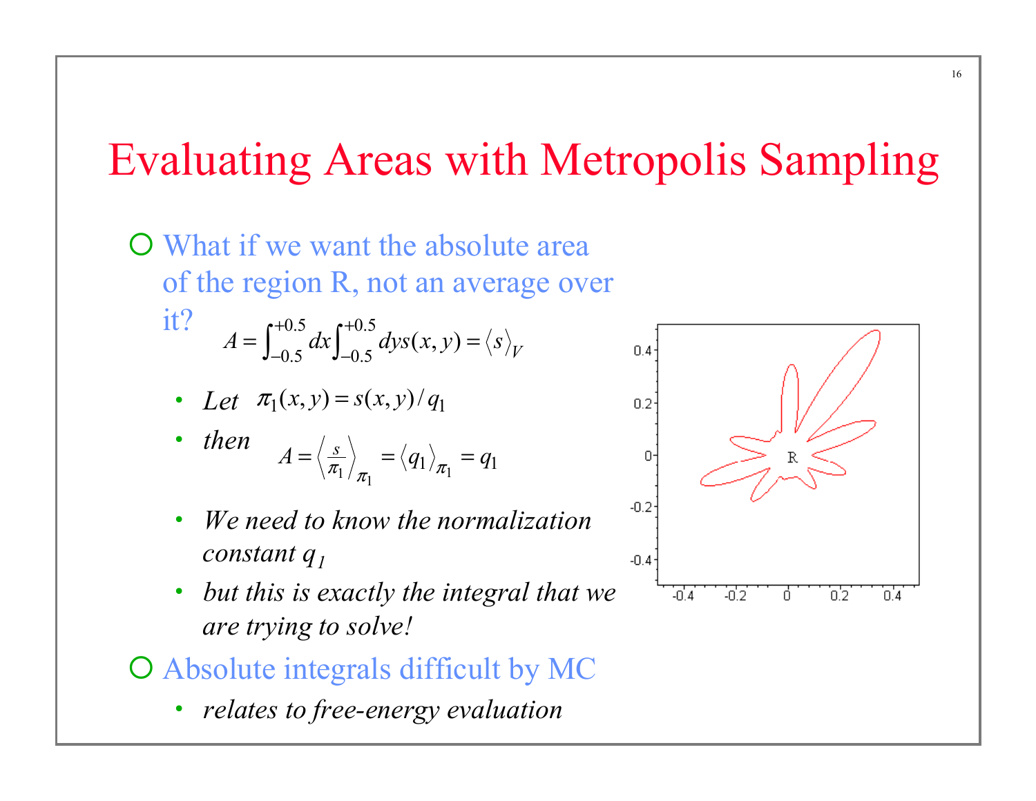# Evaluating Areas with Metropolis Sampling

- What if we want the absolute area of the region R, not an average over it?

$$A = \int_{-0.5}^{+0.5} dx \int_{-0.5}^{+0.5} dy s(x,y) = \langle s \rangle_V$$

  - *Let* $\pi_1(x,y) = s(x,y)/q_1$
  - *then* $A = \left\langle \frac{s}{\pi_1} \right\rangle_{\pi_1} = \langle q_1 \rangle_{\pi_1} = q_1$
  - *We need to know the normalization constant* $q_1$
  - *but this is exactly the integral that we are trying to solve!*

- Absolute integrals difficult by MC
  - *relates to free-energy evaluation*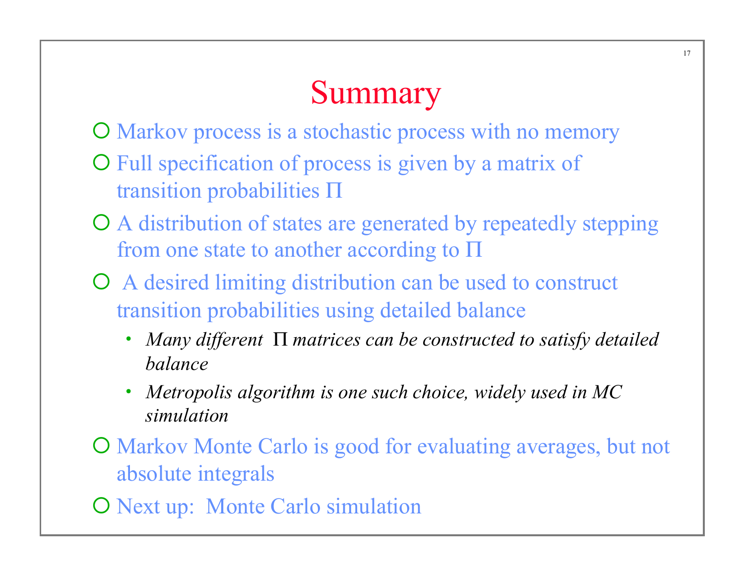# Summary

- Markov process is a stochastic process with no memory
- Full specification of process is given by a matrix of transition probabilities $\Pi$
- A distribution of states are generated by repeatedly stepping from one state to another according to $\Pi$
- A desired limiting distribution can be used to construct transition probabilities using detailed balance
  - *Many different $\Pi$ matrices can be constructed to satisfy detailed balance*
  - *Metropolis algorithm is one such choice, widely used in MC simulation*
- Markov Monte Carlo is good for evaluating averages, but not absolute integrals
- Next up: Monte Carlo simulation